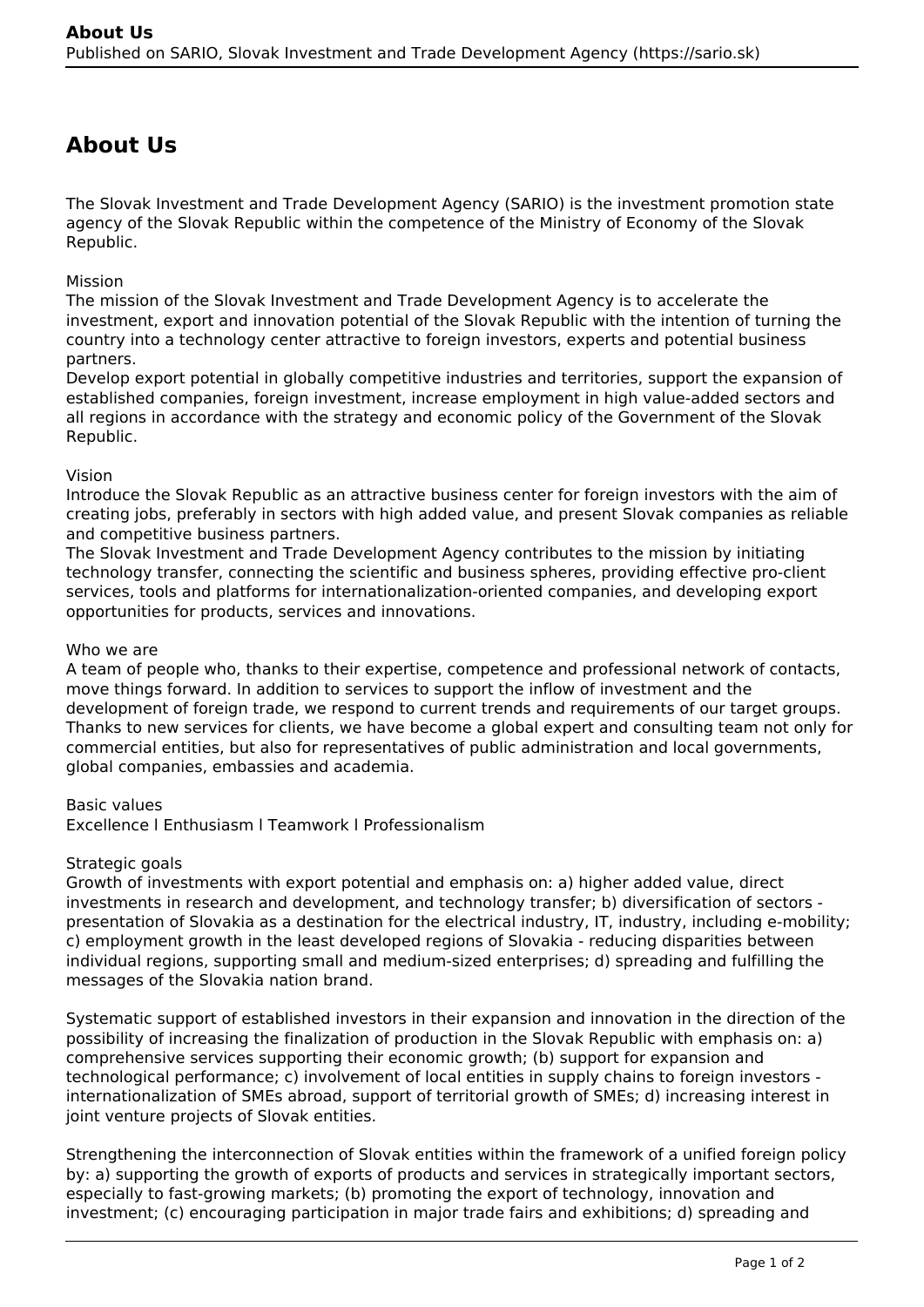# About Us

The Slovak Investment and Trade Development Agency (SARIO) is the investment promotion state agency of the Slovak Republic within the competence of the Ministry of Economy of the Slovak Republic.

Mission
The mission of the Slovak Investment and Trade Development Agency is to accelerate the investment, export and innovation potential of the Slovak Republic with the intention of turning the country into a technology center attractive to foreign investors, experts and potential business partners.
Develop export potential in globally competitive industries and territories, support the expansion of established companies, foreign investment, increase employment in high value-added sectors and all regions in accordance with the strategy and economic policy of the Government of the Slovak Republic.

Vision
Introduce the Slovak Republic as an attractive business center for foreign investors with the aim of creating jobs, preferably in sectors with high added value, and present Slovak companies as reliable and competitive business partners.
The Slovak Investment and Trade Development Agency contributes to the mission by initiating technology transfer, connecting the scientific and business spheres, providing effective pro-client services, tools and platforms for internationalization-oriented companies, and developing export opportunities for products, services and innovations.

Who we are
A team of people who, thanks to their expertise, competence and professional network of contacts, move things forward. In addition to services to support the inflow of investment and the development of foreign trade, we respond to current trends and requirements of our target groups. Thanks to new services for clients, we have become a global expert and consulting team not only for commercial entities, but also for representatives of public administration and local governments, global companies, embassies and academia.

Basic values
Excellence l Enthusiasm l Teamwork l Professionalism

Strategic goals
Growth of investments with export potential and emphasis on: a) higher added value, direct investments in research and development, and technology transfer; b) diversification of sectors - presentation of Slovakia as a destination for the electrical industry, IT, industry, including e-mobility; c) employment growth in the least developed regions of Slovakia - reducing disparities between individual regions, supporting small and medium-sized enterprises; d) spreading and fulfilling the messages of the Slovakia nation brand.

Systematic support of established investors in their expansion and innovation in the direction of the possibility of increasing the finalization of production in the Slovak Republic with emphasis on: a) comprehensive services supporting their economic growth; (b) support for expansion and technological performance; c) involvement of local entities in supply chains to foreign investors - internationalization of SMEs abroad, support of territorial growth of SMEs; d) increasing interest in joint venture projects of Slovak entities.

Strengthening the interconnection of Slovak entities within the framework of a unified foreign policy by: a) supporting the growth of exports of products and services in strategically important sectors, especially to fast-growing markets; (b) promoting the export of technology, innovation and investment; (c) encouraging participation in major trade fairs and exhibitions; d) spreading and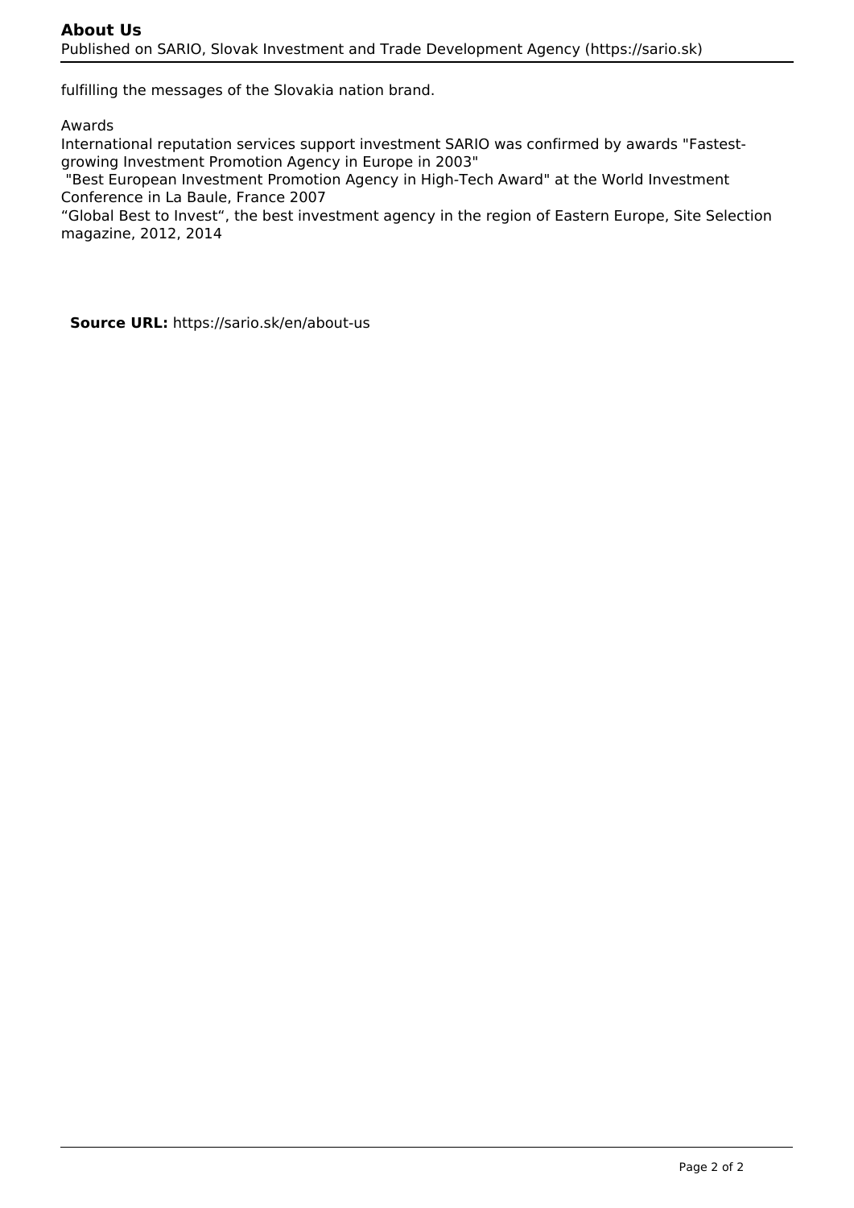fulfilling the messages of the Slovakia nation brand.

Awards

International reputation services support investment SARIO was confirmed by awards "Fastest-growing Investment Promotion Agency in Europe in 2003"

"Best European Investment Promotion Agency in High-Tech Award" at the World Investment Conference in La Baule, France 2007

“Global Best to Invest“, the best investment agency in the region of Eastern Europe, Site Selection magazine, 2012, 2014

**Source URL:** https://sario.sk/en/about-us